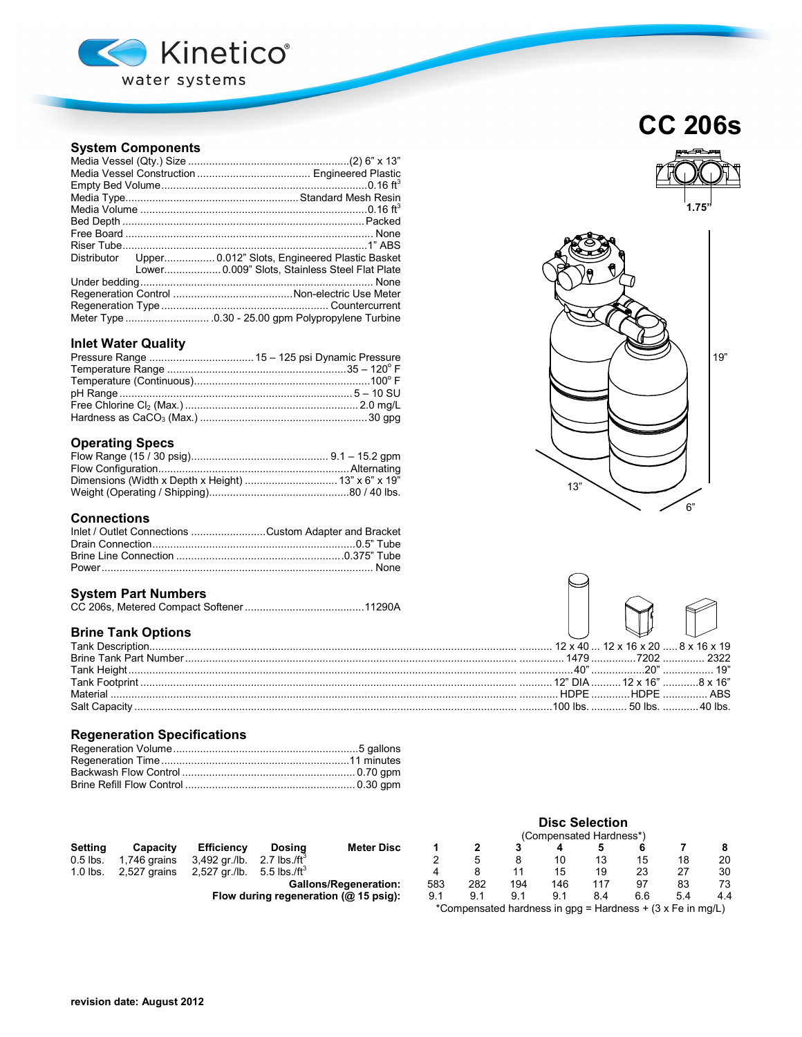Kinetico® water systems

# CC 206s

## System Components

| | |
|---|---|
| Media Vessel (Qty.) Size | (2) 6" x 13" |
| Media Vessel Construction | Engineered Plastic |
| Empty Bed Volume | 0.16 $ft^3$ |
| Media Type | Standard Mesh Resin |
| Media Volume | 0.16 $ft^3$ |
| Bed Depth | Packed |
| Free Board | None |
| Riser Tube | 1" ABS |
| Distributor Upper | 0.012" Slots, Engineered Plastic Basket |
| Distributor Lower | 0.009" Slots, Stainless Steel Flat Plate |
| Under bedding | None |
| Regeneration Control | Non-electric Use Meter |
| Regeneration Type | Countercurrent |
| Meter Type | .0.30 - 25.00 gpm Polypropylene Turbine |

## Inlet Water Quality

| | |
|---|---|
| Pressure Range | 15 – 125 psi Dynamic Pressure |
| Temperature Range | 35 – 120° F |
| Temperature (Continuous) | 100° F |
| pH Range | 5 – 10 SU |
| Free Chlorine $Cl_2$ (Max.) | 2.0 mg/L |
| Hardness as $CaCO_3$ (Max.) | 30 gpg |

## Operating Specs

| | |
|---|---|
| Flow Range (15 / 30 psig) | 9.1 – 15.2 gpm |
| Flow Configuration | Alternating |
| Dimensions (Width x Depth x Height) | 13" x 6" x 19" |
| Weight (Operating / Shipping) | 80 / 40 lbs. |

## Connections

| | |
|---|---|
| Inlet / Outlet Connections | Custom Adapter and Bracket |
| Drain Connection | 0.5" Tube |
| Brine Line Connection | 0.375" Tube |
| Power | None |

## System Part Numbers

| | |
|---|---|
| CC 206s, Metered Compact Softener | 11290A |

1.75"

19"

13"

6"

## Brine Tank Options

| | | | |
|---|---|---|---|
| Tank Description | 12 x 40 | 12 x 16 x 20 | 8 x 16 x 19 |
| Brine Tank Part Number | 1479 | 7202 | 2322 |
| Tank Height | 40" | 20" | 19" |
| Tank Footprint | 12" DIA | 12 x 16" | 8 x 16" |
| Material | HDPE | HDPE | ABS |
| Salt Capacity | 100 lbs. | 50 lbs. | 40 lbs. |

## Regeneration Specifications

| | |
|---|---|
| Regeneration Volume | 5 gallons |
| Regeneration Time | 11 minutes |
| Backwash Flow Control | 0.70 gpm |
| Brine Refill Flow Control | 0.30 gpm |

| Setting | Capacity | Efficiency | Dosing |
|---|---|---|---|
| 0.5 lbs. | 1,746 grains | 3,492 gr./lb. | 2.7 lbs./$ft^3$ |
| 1.0 lbs. | 2,527 grains | 2,527 gr./lb. | 5.5 lbs./$ft^3$ |

## Disc Selection

(Compensated Hardness*)

| Meter Disc | 1 | 2 | 3 | 4 | 5 | 6 | 7 | 8 |
|---|---|---|---|---|---|---|---|---|
| 0.5 lbs. | 2 | 5 | 8 | 10 | 13 | 15 | 18 | 20 |
| 1.0 lbs. | 4 | 8 | 11 | 15 | 19 | 23 | 27 | 30 |
| Gallons/Regeneration: | 583 | 282 | 194 | 146 | 117 | 97 | 83 | 73 |
| Flow during regeneration (@ 15 psig): | 9.1 | 9.1 | 9.1 | 9.1 | 8.4 | 6.6 | 5.4 | 4.4 |

*Compensated hardness in gpg = Hardness + (3 x Fe in mg/L)

**revision date: August 2012**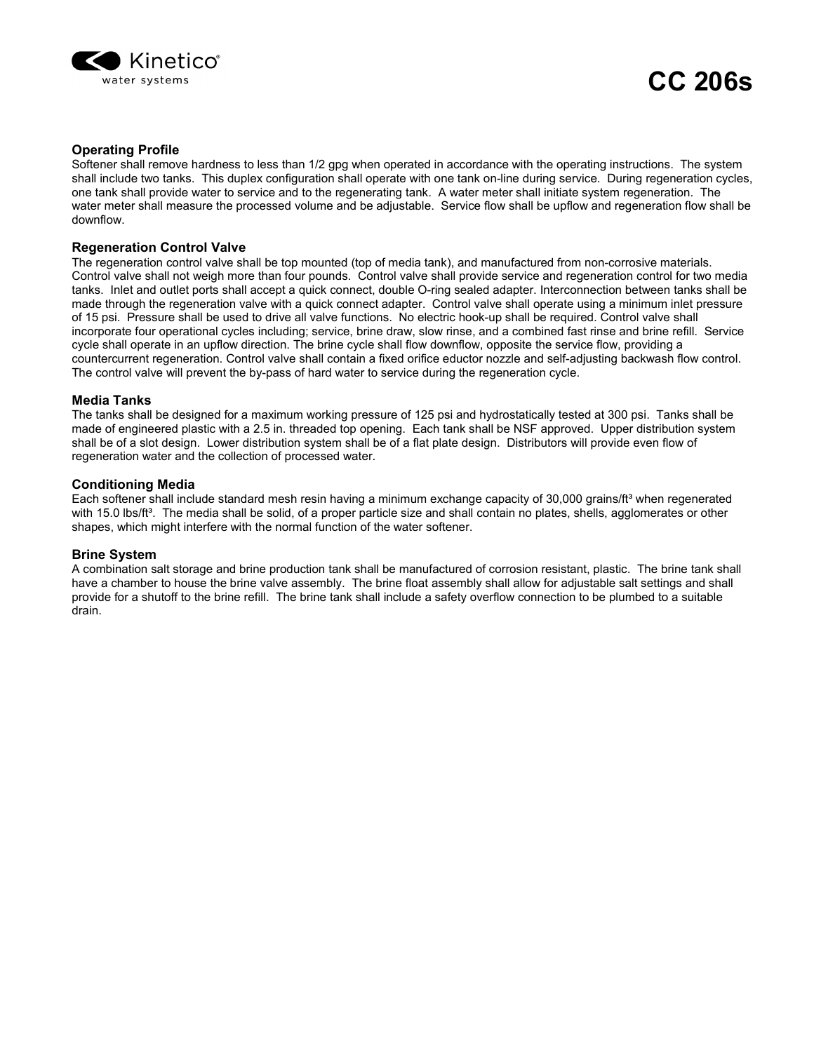# CC 206s

## Operating Profile

Softener shall remove hardness to less than 1/2 gpg when operated in accordance with the operating instructions. The system shall include two tanks. This duplex configuration shall operate with one tank on-line during service. During regeneration cycles, one tank shall provide water to service and to the regenerating tank. A water meter shall initiate system regeneration. The water meter shall measure the processed volume and be adjustable. Service flow shall be upflow and regeneration flow shall be downflow.

## Regeneration Control Valve

The regeneration control valve shall be top mounted (top of media tank), and manufactured from non-corrosive materials. Control valve shall not weigh more than four pounds. Control valve shall provide service and regeneration control for two media tanks. Inlet and outlet ports shall accept a quick connect, double O-ring sealed adapter. Interconnection between tanks shall be made through the regeneration valve with a quick connect adapter. Control valve shall operate using a minimum inlet pressure of 15 psi. Pressure shall be used to drive all valve functions. No electric hook-up shall be required. Control valve shall incorporate four operational cycles including; service, brine draw, slow rinse, and a combined fast rinse and brine refill. Service cycle shall operate in an upflow direction. The brine cycle shall flow downflow, opposite the service flow, providing a countercurrent regeneration. Control valve shall contain a fixed orifice eductor nozzle and self-adjusting backwash flow control. The control valve will prevent the by-pass of hard water to service during the regeneration cycle.

## Media Tanks

The tanks shall be designed for a maximum working pressure of 125 psi and hydrostatically tested at 300 psi. Tanks shall be made of engineered plastic with a 2.5 in. threaded top opening. Each tank shall be NSF approved. Upper distribution system shall be of a slot design. Lower distribution system shall be of a flat plate design. Distributors will provide even flow of regeneration water and the collection of processed water.

## Conditioning Media

Each softener shall include standard mesh resin having a minimum exchange capacity of 30,000 grains/ft$^3$ when regenerated with 15.0 lbs/ft$^3$. The media shall be solid, of a proper particle size and shall contain no plates, shells, agglomerates or other shapes, which might interfere with the normal function of the water softener.

## Brine System

A combination salt storage and brine production tank shall be manufactured of corrosion resistant, plastic. The brine tank shall have a chamber to house the brine valve assembly. The brine float assembly shall allow for adjustable salt settings and shall provide for a shutoff to the brine refill. The brine tank shall include a safety overflow connection to be plumbed to a suitable drain.